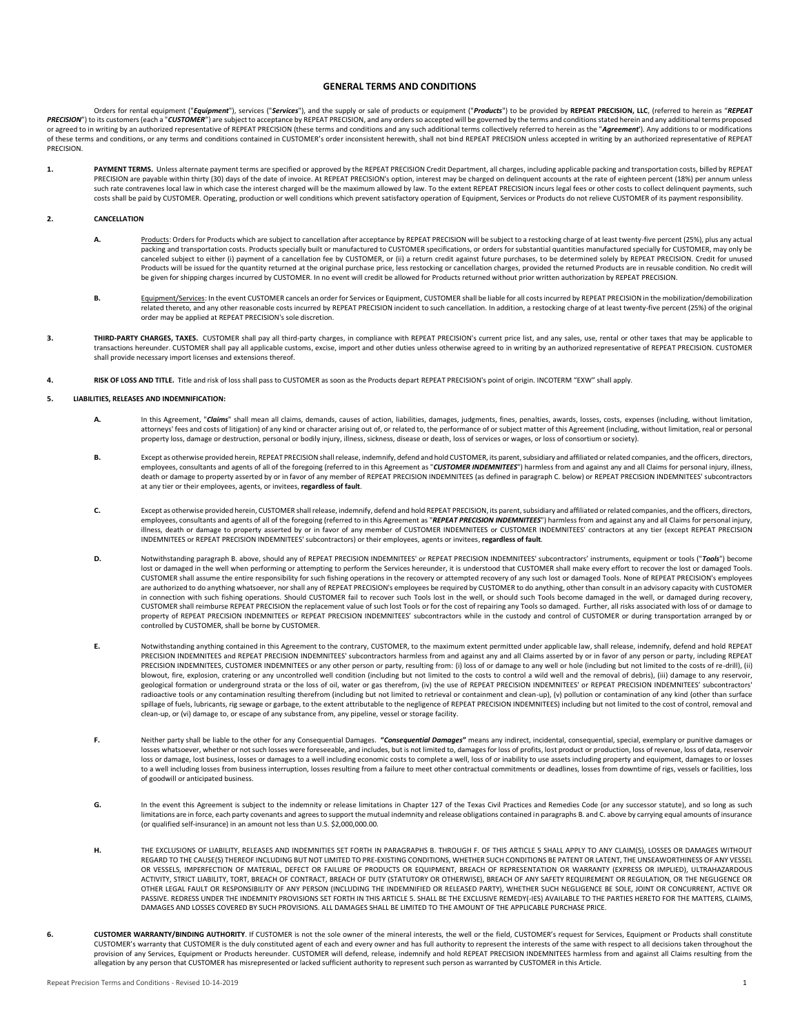# GENERAL TERMS AND CONDITIONS

Orders for rental equipment ("***Equipment***"), services ("***Services***"), and the supply or sale of products or equipment ("***Products***") to be provided by **REPEAT PRECISION, LLC**, (referred to herein as "***REPEAT PRECISION***") to its customers (each a "***CUSTOMER***") are subject to acceptance by REPEAT PRECISION, and any orders so accepted will be governed by the terms and conditions stated herein and any additional terms proposed or agreed to in writing by an authorized representative of REPEAT PRECISION (these terms and conditions and any such additional terms collectively referred to herein as the "***Agreement***"). Any additions to or modifications of these terms and conditions, or any terms and conditions contained in CUSTOMER's order inconsistent herewith, shall not bind REPEAT PRECISION unless accepted in writing by an authorized representative of REPEAT PRECISION.

**1. PAYMENT TERMS.** Unless alternate payment terms are specified or approved by the REPEAT PRECISION Credit Department, all charges, including applicable packing and transportation costs, billed by REPEAT PRECISION are payable within thirty (30) days of the date of invoice. At REPEAT PRECISION's option, interest may be charged on delinquent accounts at the rate of eighteen percent (18%) per annum unless such rate contravenes local law in which case the interest charged will be the maximum allowed by law. To the extent REPEAT PRECISION incurs legal fees or other costs to collect delinquent payments, such costs shall be paid by CUSTOMER. Operating, production or well conditions which prevent satisfactory operation of Equipment, Services or Products do not relieve CUSTOMER of its payment responsibility.

**2. CANCELLATION**

**A.** Products: Orders for Products which are subject to cancellation after acceptance by REPEAT PRECISION will be subject to a restocking charge of at least twenty-five percent (25%), plus any actual packing and transportation costs. Products specially built or manufactured to CUSTOMER specifications, or orders for substantial quantities manufactured specially for CUSTOMER, may only be canceled subject to either (i) payment of a cancellation fee by CUSTOMER, or (ii) a return credit against future purchases, to be determined solely by REPEAT PRECISION. Credit for unused Products will be issued for the quantity returned at the original purchase price, less restocking or cancellation charges, provided the returned Products are in reusable condition. No credit will be given for shipping charges incurred by CUSTOMER. In no event will credit be allowed for Products returned without prior written authorization by REPEAT PRECISION.

**B.** Equipment/Services: In the event CUSTOMER cancels an order for Services or Equipment, CUSTOMER shall be liable for all costs incurred by REPEAT PRECISION in the mobilization/demobilization related thereto, and any other reasonable costs incurred by REPEAT PRECISION incident to such cancellation. In addition, a restocking charge of at least twenty-five percent (25%) of the original order may be applied at REPEAT PRECISION's sole discretion.

**3. THIRD-PARTY CHARGES, TAXES.** CUSTOMER shall pay all third-party charges, in compliance with REPEAT PRECISION's current price list, and any sales, use, rental or other taxes that may be applicable to transactions hereunder. CUSTOMER shall pay all applicable customs, excise, import and other duties unless otherwise agreed to in writing by an authorized representative of REPEAT PRECISION. CUSTOMER shall provide necessary import licenses and extensions thereof.

**4. RISK OF LOSS AND TITLE.** Title and risk of loss shall pass to CUSTOMER as soon as the Products depart REPEAT PRECISION's point of origin. INCOTERM "EXW" shall apply.

**5. LIABILITIES, RELEASES AND INDEMNIFICATION:**

**A.** In this Agreement, "***Claims***" shall mean all claims, demands, causes of action, liabilities, damages, judgments, fines, penalties, awards, losses, costs, expenses (including, without limitation, attorneys' fees and costs of litigation) of any kind or character arising out of, or related to, the performance of or subject matter of this Agreement (including, without limitation, real or personal property loss, damage or destruction, personal or bodily injury, illness, sickness, disease or death, loss of services or wages, or loss of consortium or society).

**B.** Except as otherwise provided herein, REPEAT PRECISION shall release, indemnify, defend and hold CUSTOMER, its parent, subsidiary and affiliated or related companies, and the officers, directors, employees, consultants and agents of all of the foregoing (referred to in this Agreement as "***CUSTOMER INDEMNITEES***") harmless from and against any and all Claims for personal injury, illness, death or damage to property asserted by or in favor of any member of REPEAT PRECISION INDEMNITEES (as defined in paragraph C. below) or REPEAT PRECISION INDEMNITEES' subcontractors at any tier or their employees, agents, or invitees, **regardless of fault**.

**C.** Except as otherwise provided herein, CUSTOMER shall release, indemnify, defend and hold REPEAT PRECISION, its parent, subsidiary and affiliated or related companies, and the officers, directors, employees, consultants and agents of all of the foregoing (referred to in this Agreement as "***REPEAT PRECISION INDEMNITEES***") harmless from and against any and all Claims for personal injury, illness, death or damage to property asserted by or in favor of any member of CUSTOMER INDEMNITEES or CUSTOMER INDEMNITEES' contractors at any tier (except REPEAT PRECISION INDEMNITEES or REPEAT PRECISION INDEMNITEES' subcontractors) or their employees, agents or invitees, **regardless of fault**.

**D.** Notwithstanding paragraph B. above, should any of REPEAT PRECISION INDEMNITEES' or REPEAT PRECISION INDEMNITEES' subcontractors' instruments, equipment or tools ("***Tools***") become lost or damaged in the well when performing or attempting to perform the Services hereunder, it is understood that CUSTOMER shall make every effort to recover the lost or damaged Tools. CUSTOMER shall assume the entire responsibility for such fishing operations in the recovery or attempted recovery of any such lost or damaged Tools. None of REPEAT PRECISION's employees are authorized to do anything whatsoever, nor shall any of REPEAT PRECISION's employees be required by CUSTOMER to do anything, other than consult in an advisory capacity with CUSTOMER in connection with such fishing operations. Should CUSTOMER fail to recover such Tools lost in the well, or should such Tools become damaged in the well, or damaged during recovery, CUSTOMER shall reimburse REPEAT PRECISION the replacement value of such lost Tools or for the cost of repairing any Tools so damaged. Further, all risks associated with loss of or damage to property of REPEAT PRECISION INDEMNITEES or REPEAT PRECISION INDEMNITEES' subcontractors while in the custody and control of CUSTOMER or during transportation arranged by or controlled by CUSTOMER, shall be borne by CUSTOMER.

**E.** Notwithstanding anything contained in this Agreement to the contrary, CUSTOMER, to the maximum extent permitted under applicable law, shall release, indemnify, defend and hold REPEAT PRECISION INDEMNITEES and REPEAT PRECISION INDEMNITEES' subcontractors harmless from and against any and all Claims asserted by or in favor of any person or party, including REPEAT PRECISION INDEMNITEES, CUSTOMER INDEMNITEES or any other person or party, resulting from: (i) loss of or damage to any well or hole (including but not limited to the costs of re-drill), (ii) blowout, fire, explosion, cratering or any uncontrolled well condition (including but not limited to the costs to control a wild well and the removal of debris), (iii) damage to any reservoir, geological formation or underground strata or the loss of oil, water or gas therefrom, (iv) the use of REPEAT PRECISION INDEMNITEES' or REPEAT PRECISION INDEMNITEES' subcontractors' radioactive tools or any contamination resulting therefrom (including but not limited to retrieval or containment and clean-up), (v) pollution or contamination of any kind (other than surface spillage of fuels, lubricants, rig sewage or garbage, to the extent attributable to the negligence of REPEAT PRECISION INDEMNITEES) including but not limited to the cost of control, removal and clean-up, or (vi) damage to, or escape of any substance from, any pipeline, vessel or storage facility.

**F.** Neither party shall be liable to the other for any Consequential Damages. **"*Consequential Damages*"** means any indirect, incidental, consequential, special, exemplary or punitive damages or losses whatsoever, whether or not such losses were foreseeable, and includes, but is not limited to, damages for loss of profits, lost product or production, loss of revenue, loss of data, reservoir loss or damage, lost business, losses or damages to a well including economic costs to complete a well, loss of or inability to use assets including property and equipment, damages to or losses to a well including losses from business interruption, losses resulting from a failure to meet other contractual commitments or deadlines, losses from downtime of rigs, vessels or facilities, loss of goodwill or anticipated business.

**G.** In the event this Agreement is subject to the indemnity or release limitations in Chapter 127 of the Texas Civil Practices and Remedies Code (or any successor statute), and so long as such limitations are in force, each party covenants and agrees to support the mutual indemnity and release obligations contained in paragraphs B. and C. above by carrying equal amounts of insurance (or qualified self-insurance) in an amount not less than U.S. $2,000,000.00.

**H.** THE EXCLUSIONS OF LIABILITY, RELEASES AND INDEMNITIES SET FORTH IN PARAGRAPHS B. THROUGH F. OF THIS ARTICLE 5 SHALL APPLY TO ANY CLAIM(S), LOSSES OR DAMAGES WITHOUT REGARD TO THE CAUSE(S) THEREOF INCLUDING BUT NOT LIMITED TO PRE-EXISTING CONDITIONS, WHETHER SUCH CONDITIONS BE PATENT OR LATENT, THE UNSEAWORTHINESS OF ANY VESSEL OR VESSELS, IMPERFECTION OF MATERIAL, DEFECT OR FAILURE OF PRODUCTS OR EQUIPMENT, BREACH OF REPRESENTATION OR WARRANTY (EXPRESS OR IMPLIED), ULTRAHAZARDOUS ACTIVITY, STRICT LIABILITY, TORT, BREACH OF CONTRACT, BREACH OF DUTY (STATUTORY OR OTHERWISE), BREACH OF ANY SAFETY REQUIREMENT OR REGULATION, OR THE NEGLIGENCE OR OTHER LEGAL FAULT OR RESPONSIBILITY OF ANY PERSON (INCLUDING THE INDEMNIFIED OR RELEASED PARTY), WHETHER SUCH NEGLIGENCE BE SOLE, JOINT OR CONCURRENT, ACTIVE OR PASSIVE. REDRESS UNDER THE INDEMNITY PROVISIONS SET FORTH IN THIS ARTICLE 5. SHALL BE THE EXCLUSIVE REMEDY(-IES) AVAILABLE TO THE PARTIES HERETO FOR THE MATTERS, CLAIMS, DAMAGES AND LOSSES COVERED BY SUCH PROVISIONS. ALL DAMAGES SHALL BE LIMITED TO THE AMOUNT OF THE APPLICABLE PURCHASE PRICE.

**6. CUSTOMER WARRANTY/BINDING AUTHORITY**. If CUSTOMER is not the sole owner of the mineral interests, the well or the field, CUSTOMER's request for Services, Equipment or Products shall constitute CUSTOMER's warranty that CUSTOMER is the duly constituted agent of each and every owner and has full authority to represent the interests of the same with respect to all decisions taken throughout the provision of any Services, Equipment or Products hereunder. CUSTOMER will defend, release, indemnify and hold REPEAT PRECISION INDEMNITEES harmless from and against all Claims resulting from the allegation by any person that CUSTOMER has misrepresented or lacked sufficient authority to represent such person as warranted by CUSTOMER in this Article.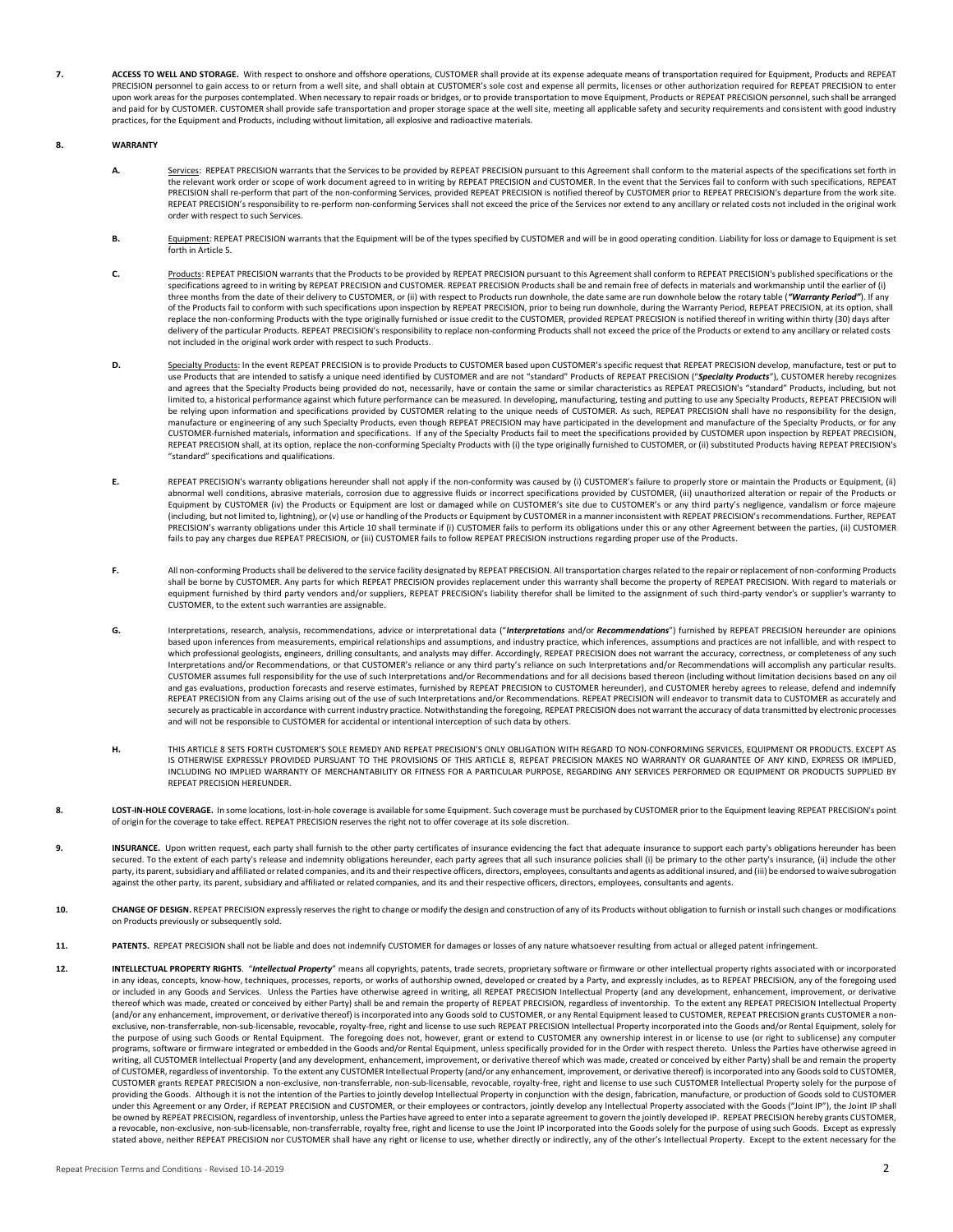**7. ACCESS TO WELL AND STORAGE.** With respect to onshore and offshore operations, CUSTOMER shall provide at its expense adequate means of transportation required for Equipment, Products and REPEAT PRECISION personnel to gain access to or return from a well site, and shall obtain at CUSTOMER's sole cost and expense all permits, licenses or other authorization required for REPEAT PRECISION to enter upon work areas for the purposes contemplated. When necessary to repair roads or bridges, or to provide transportation to move Equipment, Products or REPEAT PRECISION personnel, such shall be arranged and paid for by CUSTOMER. CUSTOMER shall provide safe transportation and proper storage space at the well site, meeting all applicable safety and security requirements and consistent with good industry practices, for the Equipment and Products, including without limitation, all explosive and radioactive materials.

**8. WARRANTY**

**A.** Services: REPEAT PRECISION warrants that the Services to be provided by REPEAT PRECISION pursuant to this Agreement shall conform to the material aspects of the specifications set forth in the relevant work order or scope of work document agreed to in writing by REPEAT PRECISION and CUSTOMER. In the event that the Services fail to conform with such specifications, REPEAT PRECISION shall re-perform that part of the non-conforming Services, provided REPEAT PRECISION is notified thereof by CUSTOMER prior to REPEAT PRECISION's departure from the work site. REPEAT PRECISION's responsibility to re-perform non-conforming Services shall not exceed the price of the Services nor extend to any ancillary or related costs not included in the original work order with respect to such Services.

**B.** Equipment: REPEAT PRECISION warrants that the Equipment will be of the types specified by CUSTOMER and will be in good operating condition. Liability for loss or damage to Equipment is set forth in Article 5.

**C.** Products: REPEAT PRECISION warrants that the Products to be provided by REPEAT PRECISION pursuant to this Agreement shall conform to REPEAT PRECISION's published specifications or the specifications agreed to in writing by REPEAT PRECISION and CUSTOMER. REPEAT PRECISION Products shall be and remain free of defects in materials and workmanship until the earlier of (i) three months from the date of their delivery to CUSTOMER, or (ii) with respect to Products run downhole, the date same are run downhole below the rotary table (***"Warranty Period"***). If any of the Products fail to conform with such specifications upon inspection by REPEAT PRECISION, prior to being run downhole, during the Warranty Period, REPEAT PRECISION, at its option, shall replace the non-conforming Products with the type originally furnished or issue credit to the CUSTOMER, provided REPEAT PRECISION is notified thereof in writing within thirty (30) days after delivery of the particular Products. REPEAT PRECISION's responsibility to replace non-conforming Products shall not exceed the price of the Products or extend to any ancillary or related costs not included in the original work order with respect to such Products.

**D.** Specialty Products: In the event REPEAT PRECISION is to provide Products to CUSTOMER based upon CUSTOMER's specific request that REPEAT PRECISION develop, manufacture, test or put to use Products that are intended to satisfy a unique need identified by CUSTOMER and are not "standard" Products of REPEAT PRECISION ("***Specialty Products***"), CUSTOMER hereby recognizes and agrees that the Specialty Products being provided do not, necessarily, have or contain the same or similar characteristics as REPEAT PRECISION's "standard" Products, including, but not limited to, a historical performance against which future performance can be measured. In developing, manufacturing, testing and putting to use any Specialty Products, REPEAT PRECISION will be relying upon information and specifications provided by CUSTOMER relating to the unique needs of CUSTOMER. As such, REPEAT PRECISION shall have no responsibility for the design, manufacture or engineering of any such Specialty Products, even though REPEAT PRECISION may have participated in the development and manufacture of the Specialty Products, or for any CUSTOMER-furnished materials, information and specifications. If any of the Specialty Products fail to meet the specifications provided by CUSTOMER upon inspection by REPEAT PRECISION, REPEAT PRECISION shall, at its option, replace the non-conforming Specialty Products with (i) the type originally furnished to CUSTOMER, or (ii) substituted Products having REPEAT PRECISION's "standard" specifications and qualifications.

**E.** REPEAT PRECISION's warranty obligations hereunder shall not apply if the non-conformity was caused by (i) CUSTOMER's failure to properly store or maintain the Products or Equipment, (ii) abnormal well conditions, abrasive materials, corrosion due to aggressive fluids or incorrect specifications provided by CUSTOMER, (iii) unauthorized alteration or repair of the Products or Equipment by CUSTOMER (iv) the Products or Equipment are lost or damaged while on CUSTOMER's site due to CUSTOMER's or any third party's negligence, vandalism or force majeure (including, but not limited to, lightning), or (v) use or handling of the Products or Equipment by CUSTOMER in a manner inconsistent with REPEAT PRECISION's recommendations. Further, REPEAT PRECISION's warranty obligations under this Article 10 shall terminate if (i) CUSTOMER fails to perform its obligations under this or any other Agreement between the parties, (ii) CUSTOMER fails to pay any charges due REPEAT PRECISION, or (iii) CUSTOMER fails to follow REPEAT PRECISION instructions regarding proper use of the Products.

**F.** All non-conforming Products shall be delivered to the service facility designated by REPEAT PRECISION. All transportation charges related to the repair or replacement of non-conforming Products shall be borne by CUSTOMER. Any parts for which REPEAT PRECISION provides replacement under this warranty shall become the property of REPEAT PRECISION. With regard to materials or equipment furnished by third party vendors and/or suppliers, REPEAT PRECISION's liability therefor shall be limited to the assignment of such third-party vendor's or supplier's warranty to CUSTOMER, to the extent such warranties are assignable.

**G.** Interpretations, research, analysis, recommendations, advice or interpretational data ("***Interpretations*** and/or ***Recommendations***") furnished by REPEAT PRECISION hereunder are opinions based upon inferences from measurements, empirical relationships and assumptions, and industry practice, which inferences, assumptions and practices are not infallible, and with respect to which professional geologists, engineers, drilling consultants, and analysts may differ. Accordingly, REPEAT PRECISION does not warrant the accuracy, correctness, or completeness of any such Interpretations and/or Recommendations, or that CUSTOMER's reliance or any third party's reliance on such Interpretations and/or Recommendations will accomplish any particular results. CUSTOMER assumes full responsibility for the use of such Interpretations and/or Recommendations and for all decisions based thereon (including without limitation decisions based on any oil and gas evaluations, production forecasts and reserve estimates, furnished by REPEAT PRECISION to CUSTOMER hereunder), and CUSTOMER hereby agrees to release, defend and indemnify REPEAT PRECISION from any Claims arising out of the use of such Interpretations and/or Recommendations. REPEAT PRECISION will endeavor to transmit data to CUSTOMER as accurately and securely as practicable in accordance with current industry practice. Notwithstanding the foregoing, REPEAT PRECISION does not warrant the accuracy of data transmitted by electronic processes and will not be responsible to CUSTOMER for accidental or intentional interception of such data by others.

**H.** THIS ARTICLE 8 SETS FORTH CUSTOMER'S SOLE REMEDY AND REPEAT PRECISION'S ONLY OBLIGATION WITH REGARD TO NON-CONFORMING SERVICES, EQUIPMENT OR PRODUCTS. EXCEPT AS IS OTHERWISE EXPRESSLY PROVIDED PURSUANT TO THE PROVISIONS OF THIS ARTICLE 8, REPEAT PRECISION MAKES NO WARRANTY OR GUARANTEE OF ANY KIND, EXPRESS OR IMPLIED, INCLUDING NO IMPLIED WARRANTY OF MERCHANTABILITY OR FITNESS FOR A PARTICULAR PURPOSE, REGARDING ANY SERVICES PERFORMED OR EQUIPMENT OR PRODUCTS SUPPLIED BY REPEAT PRECISION HEREUNDER.

**8. LOST-IN-HOLE COVERAGE.** In some locations, lost-in-hole coverage is available for some Equipment. Such coverage must be purchased by CUSTOMER prior to the Equipment leaving REPEAT PRECISION's point of origin for the coverage to take effect. REPEAT PRECISION reserves the right not to offer coverage at its sole discretion.

**9. INSURANCE.** Upon written request, each party shall furnish to the other party certificates of insurance evidencing the fact that adequate insurance to support each party's obligations hereunder has been secured. To the extent of each party's release and indemnity obligations hereunder, each party agrees that all such insurance policies shall (i) be primary to the other party's insurance, (ii) include the other party, its parent, subsidiary and affiliated or related companies, and its and their respective officers, directors, employees, consultants and agents as additional insured, and (iii) be endorsed to waive subrogation against the other party, its parent, subsidiary and affiliated or related companies, and its and their respective officers, directors, employees, consultants and agents.

**10. CHANGE OF DESIGN.** REPEAT PRECISION expressly reserves the right to change or modify the design and construction of any of its Products without obligation to furnish or install such changes or modifications on Products previously or subsequently sold.

**11. PATENTS.** REPEAT PRECISION shall not be liable and does not indemnify CUSTOMER for damages or losses of any nature whatsoever resulting from actual or alleged patent infringement.

**12. INTELLECTUAL PROPERTY RIGHTS**. "***Intellectual Property***" means all copyrights, patents, trade secrets, proprietary software or firmware or other intellectual property rights associated with or incorporated in any ideas, concepts, know-how, techniques, processes, reports, or works of authorship owned, developed or created by a Party, and expressly includes, as to REPEAT PRECISION, any of the foregoing used or included in any Goods and Services. Unless the Parties have otherwise agreed in writing, all REPEAT PRECISION Intellectual Property (and any development, enhancement, improvement, or derivative thereof which was made, created or conceived by either Party) shall be and remain the property of REPEAT PRECISION, regardless of inventorship. To the extent any REPEAT PRECISION Intellectual Property (and/or any enhancement, improvement, or derivative thereof) is incorporated into any Goods sold to CUSTOMER, or any Rental Equipment leased to CUSTOMER, REPEAT PRECISION grants CUSTOMER a non-exclusive, non-transferrable, non-sub-licensable, revocable, royalty-free, right and license to use such REPEAT PRECISION Intellectual Property incorporated into the Goods and/or Rental Equipment, solely for the purpose of using such Goods or Rental Equipment. The foregoing does not, however, grant or extend to CUSTOMER any ownership interest in or license to use (or right to sublicense) any computer programs, software or firmware integrated or embedded in the Goods and/or Rental Equipment, unless specifically provided for in the Order with respect thereto. Unless the Parties have otherwise agreed in writing, all CUSTOMER Intellectual Property (and any development, enhancement, improvement, or derivative thereof which was made, created or conceived by either Party) shall be and remain the property of CUSTOMER, regardless of inventorship. To the extent any CUSTOMER Intellectual Property (and/or any enhancement, improvement, or derivative thereof) is incorporated into any Goods sold to CUSTOMER, CUSTOMER grants REPEAT PRECISION a non-exclusive, non-transferrable, non-sub-licensable, revocable, royalty-free, right and license to use such CUSTOMER Intellectual Property solely for the purpose of providing the Goods. Although it is not the intention of the Parties to jointly develop Intellectual Property in conjunction with the design, fabrication, manufacture, or production of Goods sold to CUSTOMER under this Agreement or any Order, if REPEAT PRECISION and CUSTOMER, or their employees or contractors, jointly develop any Intellectual Property associated with the Goods ("Joint IP"), the Joint IP shall be owned by REPEAT PRECISION, regardless of inventorship, unless the Parties have agreed to enter into a separate agreement to govern the jointly developed IP. REPEAT PRECISION hereby grants CUSTOMER, a revocable, non-exclusive, non-sub-licensable, non-transferrable, royalty free, right and license to use the Joint IP incorporated into the Goods solely for the purpose of using such Goods. Except as expressly stated above, neither REPEAT PRECISION nor CUSTOMER shall have any right or license to use, whether directly or indirectly, any of the other's Intellectual Property. Except to the extent necessary for the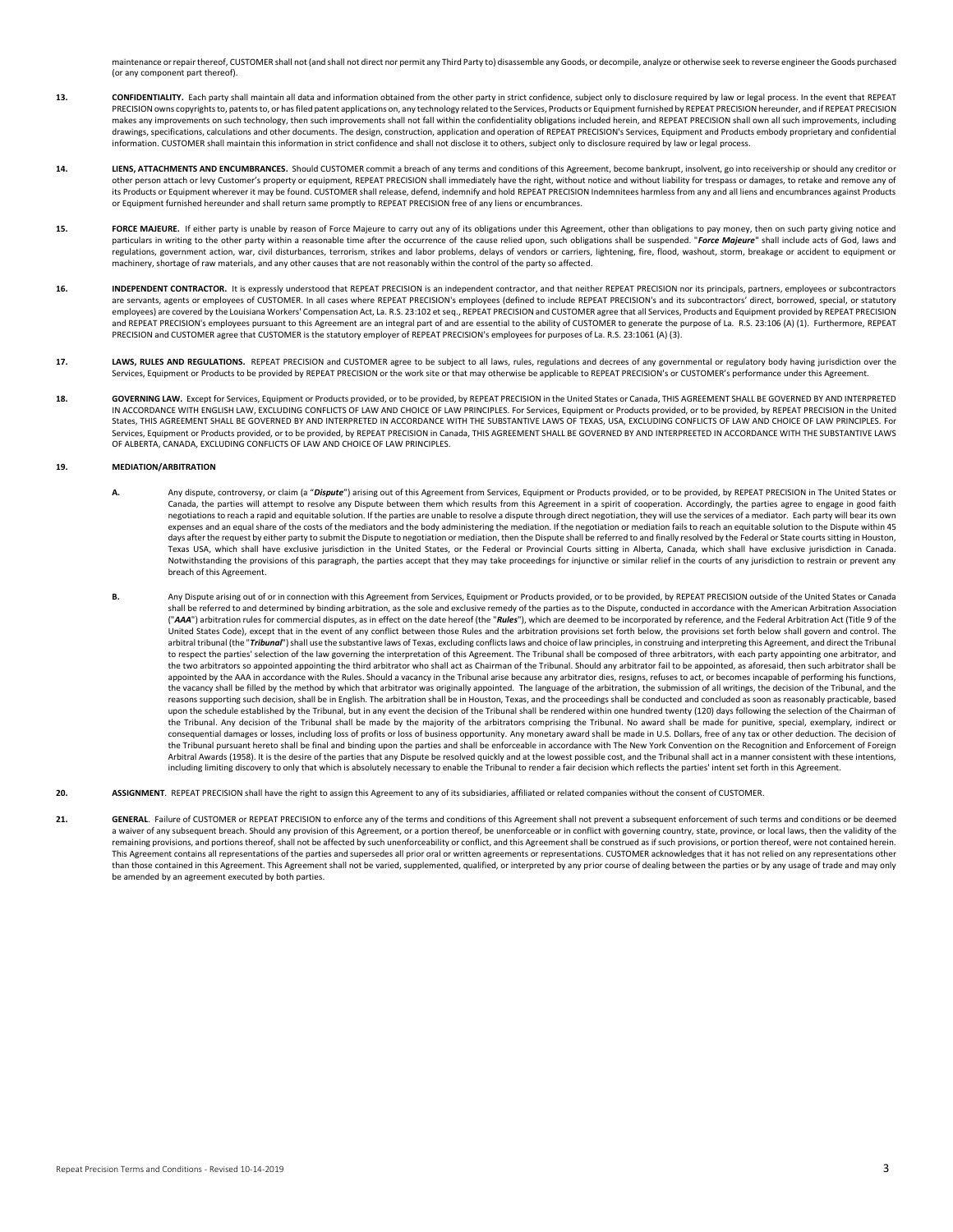maintenance or repair thereof, CUSTOMER shall not (and shall not direct nor permit any Third Party to) disassemble any Goods, or decompile, analyze or otherwise seek to reverse engineer the Goods purchased (or any component part thereof).

**13. CONFIDENTIALITY.** Each party shall maintain all data and information obtained from the other party in strict confidence, subject only to disclosure required by law or legal process. In the event that REPEAT PRECISION owns copyrights to, or patents to, or has filed patent applications on, any technology related to the Services, Products or Equipment furnished by REPEAT PRECISION hereunder, and if REPEAT PRECISION makes any improvements on such technology, then such improvements shall not fall within the confidentiality obligations included herein, and REPEAT PRECISION shall own all such improvements, including drawings, specifications, calculations and other documents. The design, construction, application and operation of REPEAT PRECISION's Services, Equipment and Products embody proprietary and confidential information. CUSTOMER shall maintain this information in strict confidence and shall not disclose it to others, subject only to disclosure required by law or legal process.

**14. LIENS, ATTACHMENTS AND ENCUMBRANCES.** Should CUSTOMER commit a breach of any terms and conditions of this Agreement, become bankrupt, insolvent, go into receivership or should any creditor or other person attach or levy Customer's property or equipment, REPEAT PRECISION shall immediately have the right, without notice and without liability for trespass or damages, to retake and remove any of its Products or Equipment wherever it may be found. CUSTOMER shall release, defend, indemnify and hold REPEAT PRECISION Indemnitees harmless from any and all liens and encumbrances against Products or Equipment furnished hereunder and shall return same promptly to REPEAT PRECISION free of any liens or encumbrances.

**15. FORCE MAJEURE.** If either party is unable by reason of Force Majeure to carry out any of its obligations under this Agreement, other than obligations to pay money, then on such party giving notice and particulars in writing to the other party within a reasonable time after the occurrence of the cause relied upon, such obligations shall be suspended. "***Force Majeure***" shall include acts of God, laws and regulations, government action, war, civil disturbances, terrorism, strikes and labor problems, delays of vendors or carriers, lightening, fire, flood, washout, storm, breakage or accident to equipment or machinery, shortage of raw materials, and any other causes that are not reasonably within the control of the party so affected.

**16. INDEPENDENT CONTRACTOR.** It is expressly understood that REPEAT PRECISION is an independent contractor, and that neither REPEAT PRECISION nor its principals, partners, employees or subcontractors are servants, agents or employees of CUSTOMER. In all cases where REPEAT PRECISION's employees (defined to include REPEAT PRECISION's and its subcontractors' direct, borrowed, special, or statutory employees) are covered by the Louisiana Workers' Compensation Act, La. R.S. 23:102 et seq., REPEAT PRECISION and CUSTOMER agree that all Services, Products and Equipment provided by REPEAT PRECISION and REPEAT PRECISION's employees pursuant to this Agreement are an integral part of and are essential to the ability of CUSTOMER to generate the purpose of La. R.S. 23:106 (A) (1). Furthermore, REPEAT PRECISION and CUSTOMER agree that CUSTOMER is the statutory employer of REPEAT PRECISION's employees for purposes of La. R.S. 23:1061 (A) (3).

**17. LAWS, RULES AND REGULATIONS.** REPEAT PRECISION and CUSTOMER agree to be subject to all laws, rules, regulations and decrees of any governmental or regulatory body having jurisdiction over the Services, Equipment or Products to be provided by REPEAT PRECISION or the work site or that may otherwise be applicable to REPEAT PRECISION's or CUSTOMER's performance under this Agreement.

**18. GOVERNING LAW.** Except for Services, Equipment or Products provided, or to be provided, by REPEAT PRECISION in the United States or Canada, THIS AGREEMENT SHALL BE GOVERNED BY AND INTERPRETED IN ACCORDANCE WITH ENGLISH LAW, EXCLUDING CONFLICTS OF LAW AND CHOICE OF LAW PRINCIPLES. For Services, Equipment or Products provided, or to be provided, by REPEAT PRECISION in the United States, THIS AGREEMENT SHALL BE GOVERNED BY AND INTERPRETED IN ACCORDANCE WITH THE SUBSTANTIVE LAWS OF TEXAS, USA, EXCLUDING CONFLICTS OF LAW AND CHOICE OF LAW PRINCIPLES. For Services, Equipment or Products provided, or to be provided, by REPEAT PRECISION in Canada, THIS AGREEMENT SHALL BE GOVERNED BY AND INTERPREETED IN ACCORDANCE WITH THE SUBSTANTIVE LAWS OF ALBERTA, CANADA, EXCLUDING CONFLICTS OF LAW AND CHOICE OF LAW PRINCIPLES.

**19. MEDIATION/ARBITRATION**

**A.** Any dispute, controversy, or claim (a "***Dispute***") arising out of this Agreement from Services, Equipment or Products provided, or to be provided, by REPEAT PRECISION in The United States or Canada, the parties will attempt to resolve any Dispute between them which results from this Agreement in a spirit of cooperation. Accordingly, the parties agree to engage in good faith negotiations to reach a rapid and equitable solution. If the parties are unable to resolve a dispute through direct negotiation, they will use the services of a mediator. Each party will bear its own expenses and an equal share of the costs of the mediators and the body administering the mediation. If the negotiation or mediation fails to reach an equitable solution to the Dispute within 45 days after the request by either party to submit the Dispute to negotiation or mediation, then the Dispute shall be referred to and finally resolved by the Federal or State courts sitting in Houston, Texas USA, which shall have exclusive jurisdiction in the United States, or the Federal or Provincial Courts sitting in Alberta, Canada, which shall have exclusive jurisdiction in Canada. Notwithstanding the provisions of this paragraph, the parties accept that they may take proceedings for injunctive or similar relief in the courts of any jurisdiction to restrain or prevent any breach of this Agreement.

**B.** Any Dispute arising out of or in connection with this Agreement from Services, Equipment or Products provided, or to be provided, by REPEAT PRECISION outside of the United States or Canada shall be referred to and determined by binding arbitration, as the sole and exclusive remedy of the parties as to the Dispute, conducted in accordance with the American Arbitration Association ("***AAA***") arbitration rules for commercial disputes, as in effect on the date hereof (the "***Rules***"), which are deemed to be incorporated by reference, and the Federal Arbitration Act (Title 9 of the United States Code), except that in the event of any conflict between those Rules and the arbitration provisions set forth below, the provisions set forth below shall govern and control. The arbitral tribunal (the "***Tribunal***") shall use the substantive laws of Texas, excluding conflicts laws and choice of law principles, in construing and interpreting this Agreement, and direct the Tribunal to respect the parties' selection of the law governing the interpretation of this Agreement. The Tribunal shall be composed of three arbitrators, with each party appointing one arbitrator, and the two arbitrators so appointed appointing the third arbitrator who shall act as Chairman of the Tribunal. Should any arbitrator fail to be appointed, as aforesaid, then such arbitrator shall be appointed by the AAA in accordance with the Rules. Should a vacancy in the Tribunal arise because any arbitrator dies, resigns, refuses to act, or becomes incapable of performing his functions, the vacancy shall be filled by the method by which that arbitrator was originally appointed. The language of the arbitration, the submission of all writings, the decision of the Tribunal, and the reasons supporting such decision, shall be in English. The arbitration shall be in Houston, Texas, and the proceedings shall be conducted and concluded as soon as reasonably practicable, based upon the schedule established by the Tribunal, but in any event the decision of the Tribunal shall be rendered within one hundred twenty (120) days following the selection of the Chairman of the Tribunal. Any decision of the Tribunal shall be made by the majority of the arbitrators comprising the Tribunal. No award shall be made for punitive, special, exemplary, indirect or consequential damages or losses, including loss of profits or loss of business opportunity. Any monetary award shall be made in U.S. Dollars, free of any tax or other deduction. The decision of the Tribunal pursuant hereto shall be final and binding upon the parties and shall be enforceable in accordance with The New York Convention on the Recognition and Enforcement of Foreign Arbitral Awards (1958). It is the desire of the parties that any Dispute be resolved quickly and at the lowest possible cost, and the Tribunal shall act in a manner consistent with these intentions, including limiting discovery to only that which is absolutely necessary to enable the Tribunal to render a fair decision which reflects the parties' intent set forth in this Agreement.

**20. ASSIGNMENT**. REPEAT PRECISION shall have the right to assign this Agreement to any of its subsidiaries, affiliated or related companies without the consent of CUSTOMER.

**21. GENERAL**. Failure of CUSTOMER or REPEAT PRECISION to enforce any of the terms and conditions of this Agreement shall not prevent a subsequent enforcement of such terms and conditions or be deemed a waiver of any subsequent breach. Should any provision of this Agreement, or a portion thereof, be unenforceable or in conflict with governing country, state, province, or local laws, then the validity of the remaining provisions, and portions thereof, shall not be affected by such unenforceability or conflict, and this Agreement shall be construed as if such provisions, or portion thereof, were not contained herein. This Agreement contains all representations of the parties and supersedes all prior oral or written agreements or representations. CUSTOMER acknowledges that it has not relied on any representations other than those contained in this Agreement. This Agreement shall not be varied, supplemented, qualified, or interpreted by any prior course of dealing between the parties or by any usage of trade and may only be amended by an agreement executed by both parties.